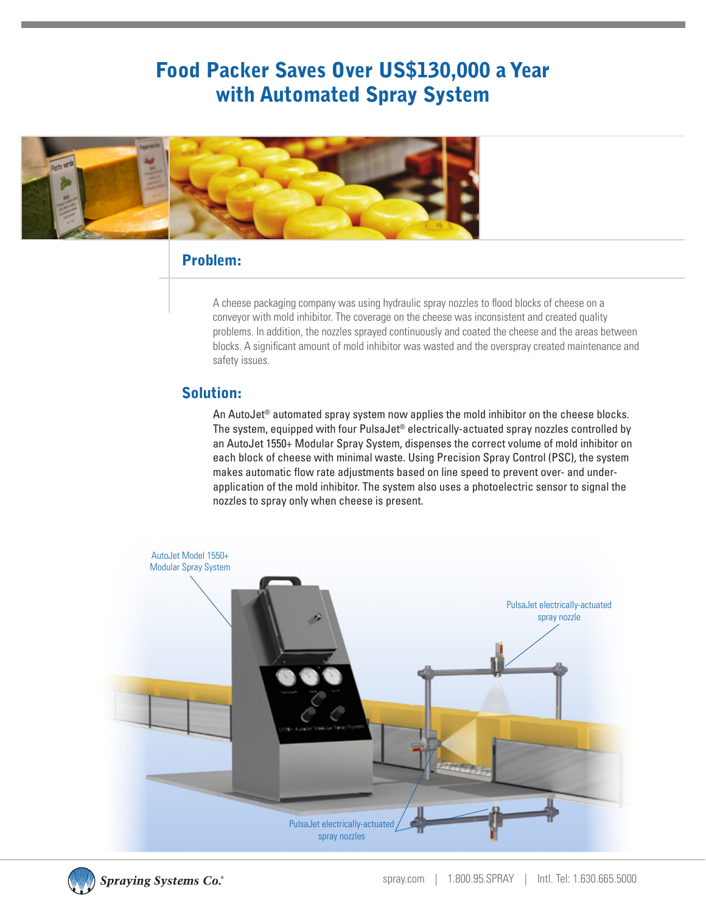# Food Packer Saves Over US$130,000 a Year with Automated Spray System

## Problem:

A cheese packaging company was using hydraulic spray nozzles to flood blocks of cheese on a conveyor with mold inhibitor. The coverage on the cheese was inconsistent and created quality problems. In addition, the nozzles sprayed continuously and coated the cheese and the areas between blocks. A significant amount of mold inhibitor was wasted and the overspray created maintenance and safety issues.

## Solution:

An AutoJet® automated spray system now applies the mold inhibitor on the cheese blocks. The system, equipped with four PulsaJet® electrically-actuated spray nozzles controlled by an AutoJet 1550+ Modular Spray System, dispenses the correct volume of mold inhibitor on each block of cheese with minimal waste. Using Precision Spray Control (PSC), the system makes automatic flow rate adjustments based on line speed to prevent over- and under-application of the mold inhibitor. The system also uses a photoelectric sensor to signal the nozzles to spray only when cheese is present.

AutoJet Model 1550+ Modular Spray System

PulsaJet electrically-actuated spray nozzle

PulsaJet electrically-actuated spray nozzles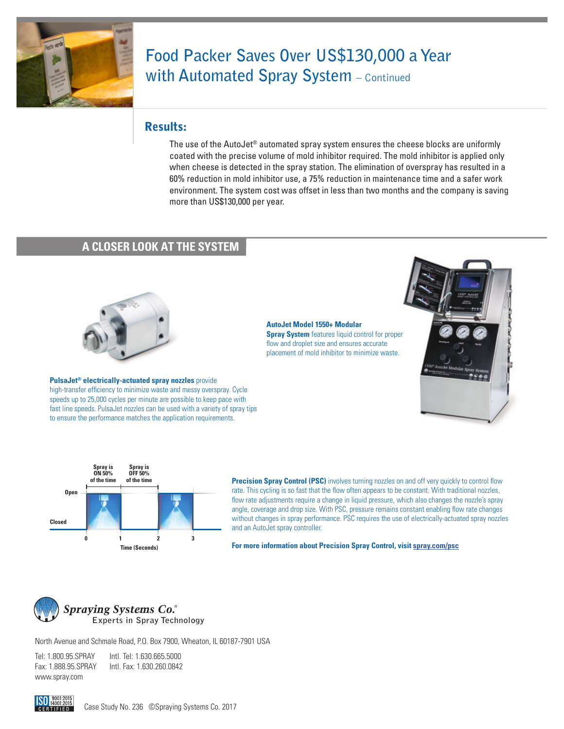# Food Packer Saves Over US$130,000 a Year with Automated Spray System – Continued

## Results:

The use of the AutoJet® automated spray system ensures the cheese blocks are uniformly coated with the precise volume of mold inhibitor required. The mold inhibitor is applied only when cheese is detected in the spray station. The elimination of overspray has resulted in a 60% reduction in mold inhibitor use, a 75% reduction in maintenance time and a safer work environment. The system cost was offset in less than two months and the company is saving more than US$130,000 per year.

## A CLOSER LOOK AT THE SYSTEM

**AutoJet Model 1550+ Modular Spray System** features liquid control for proper flow and droplet size and ensures accurate placement of mold inhibitor to minimize waste.

**PulsaJet® electrically-actuated spray nozzles** provide high-transfer efficiency to minimize waste and messy overspray. Cycle speeds up to 25,000 cycles per minute are possible to keep pace with fast line speeds. PulsaJet nozzles can be used with a variety of spray tips to ensure the performance matches the application requirements.

Spray is ON 50% of the time
Spray is OFF 50% of the time
Open
Closed
0
1
2
3
Time (Seconds)

**Precision Spray Control (PSC)** involves turning nozzles on and off very quickly to control flow rate. This cycling is so fast that the flow often appears to be constant. With traditional nozzles, flow rate adjustments require a change in liquid pressure, which also changes the nozzle's spray angle, coverage and drop size. With PSC, pressure remains constant enabling flow rate changes without changes in spray performance. PSC requires the use of electrically-actuated spray nozzles and an AutoJet spray controller.

**For more information about Precision Spray Control, visit spray.com/psc**

Spraying Systems Co.®
Experts in Spray Technology

North Avenue and Schmale Road, P.O. Box 7900, Wheaton, IL 60187-7901 USA

Tel: 1.800.95.SPRAY Intl. Tel: 1.630.665.5000
Fax: 1.888.95.SPRAY Intl. Fax: 1.630.260.0842
www.spray.com

ISO 9001:2015 14001:2015 CERTIFIED

Case Study No. 236 ©Spraying Systems Co. 2017